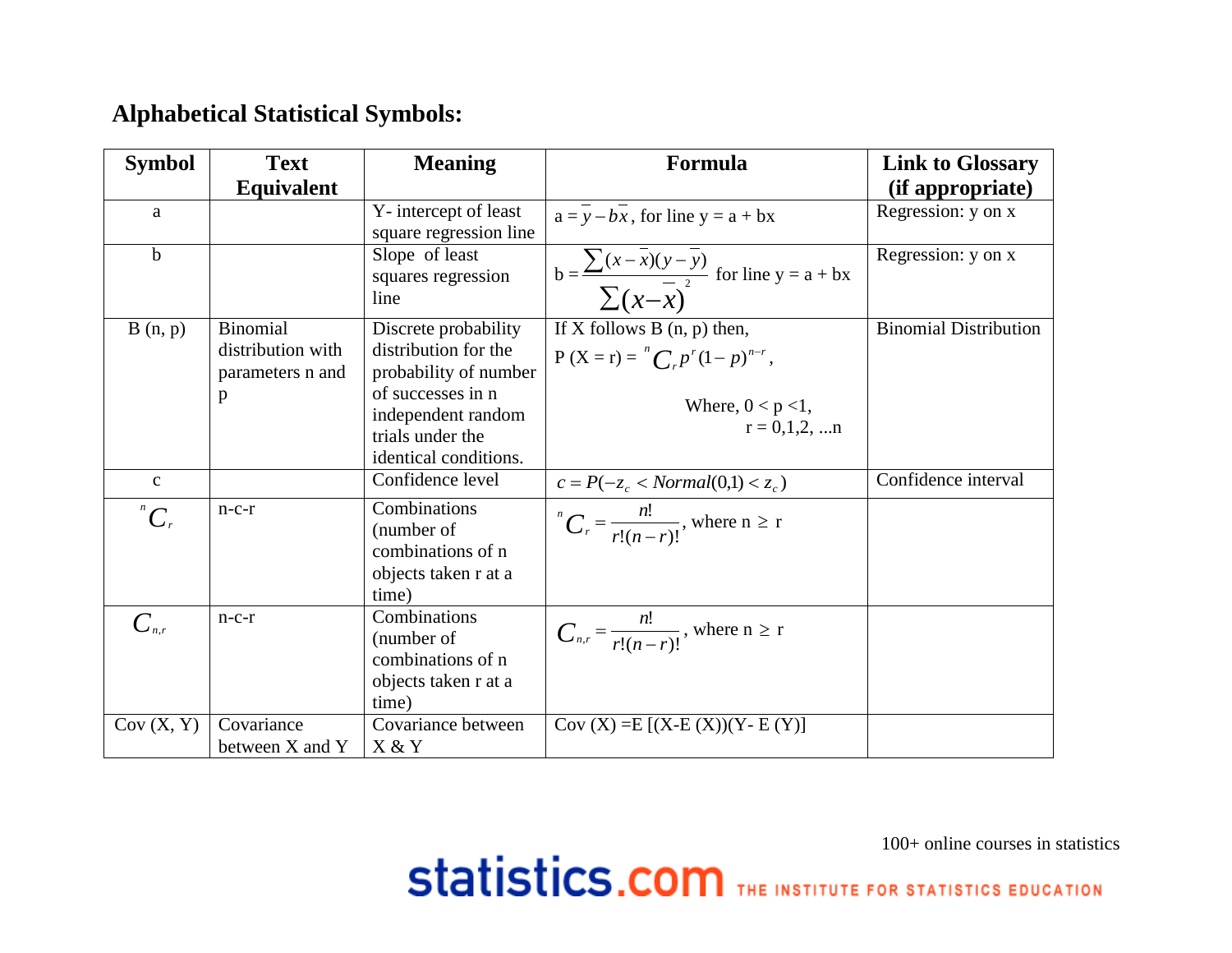# Alphabetical Statistical Symbols:

| Symbol | Text Equivalent | Meaning | Formula | Link to Glossary (if appropriate) |
|---|---|---|---|---|
| a | | Y- intercept of least square regression line | $a = \bar{y} - b\bar{x}$, for line y = a + bx | Regression: y on x |
| b | | Slope of least squares regression line | $b = \frac{\sum(x-\bar{x})(y-\bar{y})}{\sum(x-\bar{x})^2}$ for line y = a + bx | Regression: y on x |
| B (n, p) | Binomial distribution with parameters n and p | Discrete probability distribution for the probability of number of successes in n independent random trials under the identical conditions. | If X follows B (n, p) then, P (X = r) = ${}^{n}C_{r}p^{r}(1-p)^{n-r}$, Where, 0 < p <1, r = 0,1,2, ...n | Binomial Distribution |
| c | | Confidence level | $c = P(-z_c < Normal(0,1) < z_c)$ | Confidence interval |
| ${}^{n}C_{r}$ | n-c-r | Combinations (number of combinations of n objects taken r at a time) | ${}^{n}C_{r} = \frac{n!}{r!(n-r)!}$, where n ≥ r | |
| $C_{n,r}$ | n-c-r | Combinations (number of combinations of n objects taken r at a time) | $C_{n,r} = \frac{n!}{r!(n-r)!}$, where n ≥ r | |
| Cov (X, Y) | Covariance between X and Y | Covariance between X & Y | Cov (X) =E [(X-E (X))(Y- E (Y)] | |

100+ online courses in statistics

statistics.com THE INSTITUTE FOR STATISTICS EDUCATION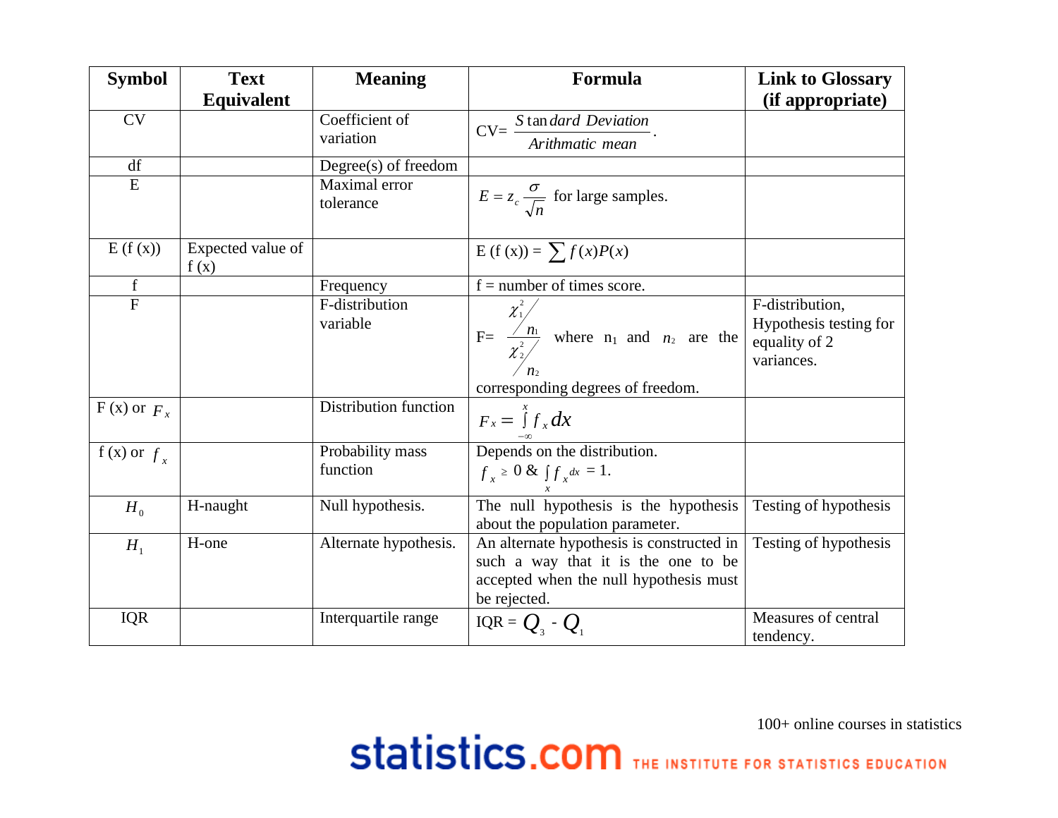| Symbol | Text Equivalent | Meaning | Formula | Link to Glossary (if appropriate) |
|---|---|---|---|---|
| CV | | Coefficient of variation | CV= $\frac{Standard\ Deviation}{Arithmatic\ mean}$. | |
| df | | Degree(s) of freedom | | |
| E | | Maximal error tolerance | $E = z_c \frac{\sigma}{\sqrt{n}}$ for large samples. | |
| E (f (x)) | Expected value of f (x) | | E (f (x)) = $\sum f(x)P(x)$ | |
| f | | Frequency | f = number of times score. | |
| F | | F-distribution variable | F= $\frac{\chi_1^2 / n_1}{\chi_2^2 / n_2}$ where $n_1$ and $n_2$ are the corresponding degrees of freedom. | F-distribution, Hypothesis testing for equality of 2 variances. |
| F (x) or $F_x$ | | Distribution function | $F_x = \int_{-\infty}^{x} f_x dx$ | |
| f (x) or $f_x$ | | Probability mass function | Depends on the distribution. $f_x \geq 0$ & $\int_x f_x dx = 1$. | |
| $H_0$ | H-naught | Null hypothesis. | The null hypothesis is the hypothesis about the population parameter. | Testing of hypothesis |
| $H_1$ | H-one | Alternate hypothesis. | An alternate hypothesis is constructed in such a way that it is the one to be accepted when the null hypothesis must be rejected. | Testing of hypothesis |
| IQR | | Interquartile range | IQR = $Q_3$ - $Q_1$ | Measures of central tendency. |

100+ online courses in statistics

statistics.com THE INSTITUTE FOR STATISTICS EDUCATION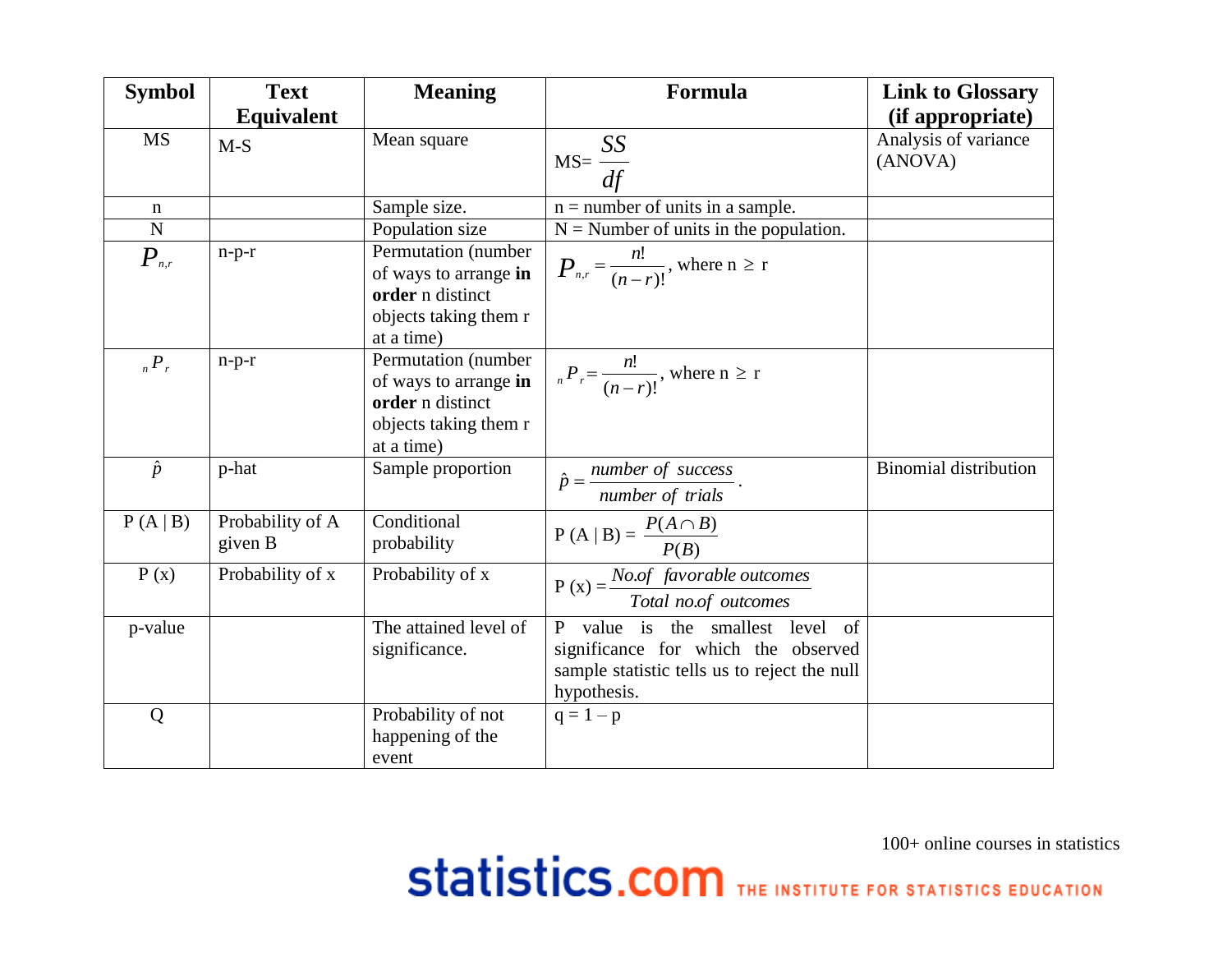| Symbol | Text Equivalent | Meaning | Formula | Link to Glossary (if appropriate) |
|---|---|---|---|---|
| MS | M-S | Mean square | MS= $\frac{SS}{df}$ | Analysis of variance (ANOVA) |
| n | | Sample size. | n = number of units in a sample. | |
| N | | Population size | N = Number of units in the population. | |
| $P_{n,r}$ | n-p-r | Permutation (number of ways to arrange **in order** n distinct objects taking them r at a time) | $P_{n,r} = \frac{n!}{(n-r)!}$, where n $\geq$ r | |
| $_nP_r$ | n-p-r | Permutation (number of ways to arrange **in order** n distinct objects taking them r at a time) | $_nP_r = \frac{n!}{(n-r)!}$, where n $\geq$ r | |
| $\hat{p}$ | p-hat | Sample proportion | $\hat{p} = \frac{\text{number of success}}{\text{number of trials}}$. | Binomial distribution |
| P (A \| B) | Probability of A given B | Conditional probability | P (A \| B) = $\frac{P(A \cap B)}{P(B)}$ | |
| P (x) | Probability of x | Probability of x | P (x) = $\frac{\text{No.of favorable outcomes}}{\text{Total no.of outcomes}}$ | |
| p-value | | The attained level of significance. | P value is the smallest level of significance for which the observed sample statistic tells us to reject the null hypothesis. | |
| Q | | Probability of not happening of the event | q = 1 – p | |

100+ online courses in statistics

statistics.com THE INSTITUTE FOR STATISTICS EDUCATION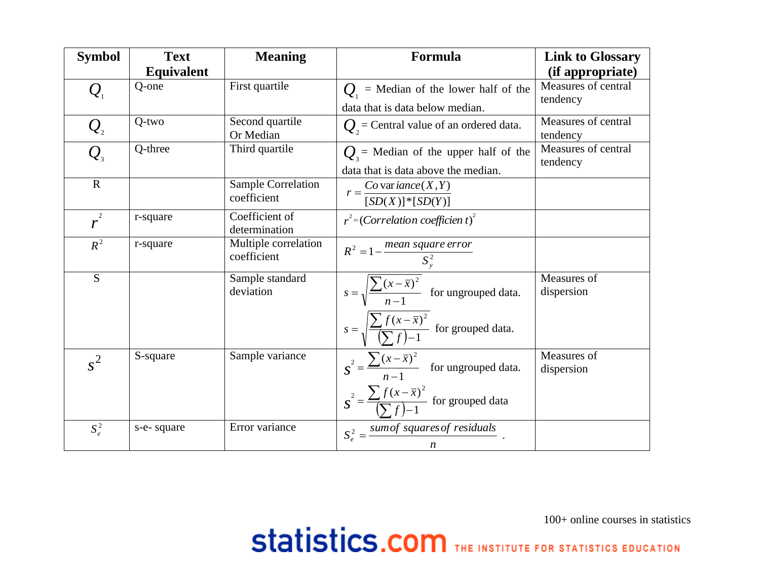| Symbol | Text Equivalent | Meaning | Formula | Link to Glossary (if appropriate) |
|---|---|---|---|---|
| $Q_1$ | Q-one | First quartile | $Q_1$ = Median of the lower half of the data that is data below median. | Measures of central tendency |
| $Q_2$ | Q-two | Second quartile Or Median | $Q_2$ = Central value of an ordered data. | Measures of central tendency |
| $Q_3$ | Q-three | Third quartile | $Q_3$ = Median of the upper half of the data that is data above the median. | Measures of central tendency |
| R | | Sample Correlation coefficient | $r = \frac{Covariance(X,Y)}{[SD(X)]*[SD(Y)]}$ | |
| $r^2$ | r-square | Coefficient of determination | $r^2 = (Correlation\ coefficient)^2$ | |
| $R^2$ | r-square | Multiple correlation coefficient | $R^2 = 1 - \frac{mean\ square\ error}{S_y^2}$ | |
| S | | Sample standard deviation | $s = \sqrt{\frac{\sum (x-\bar{x})^2}{n-1}}$ for ungrouped data. $s = \sqrt{\frac{\sum f(x-\bar{x})^2}{\left(\sum f\right)-1}}$ for grouped data. | Measures of dispersion |
| $s^2$ | S-square | Sample variance | $s^2 = \frac{\sum (x-\bar{x})^2}{n-1}$ for ungrouped data. $s^2 = \frac{\sum f(x-\bar{x})^2}{\left(\sum f\right)-1}$ for grouped data | Measures of dispersion |
| $S_e^2$ | s-e- square | Error variance | $S_e^2 = \frac{sum\ of\ squares\ of\ residuals}{n}$ . | |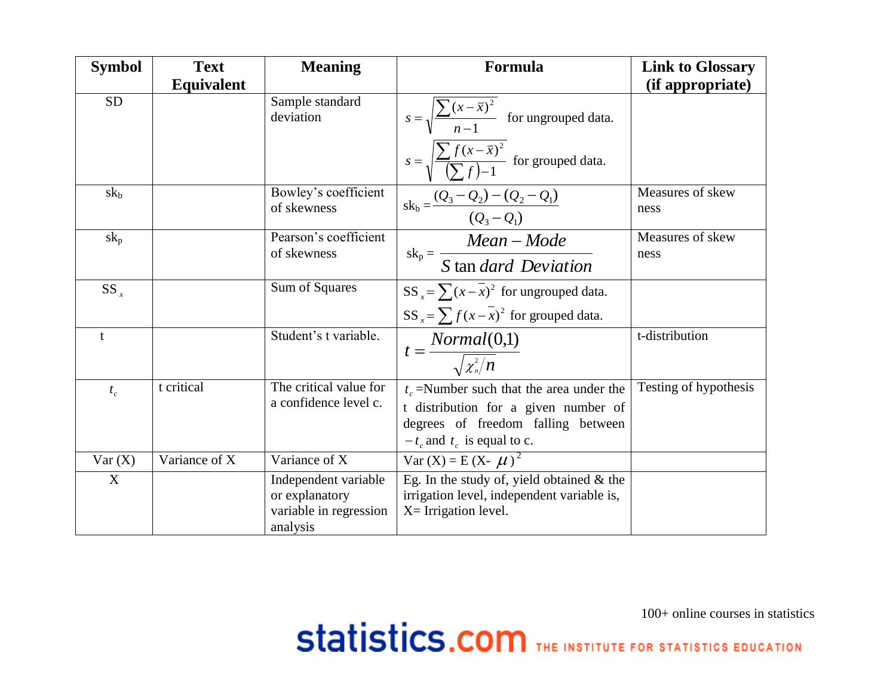| Symbol | Text Equivalent | Meaning | Formula | Link to Glossary (if appropriate) |
|---|---|---|---|---|
| SD | | Sample standard deviation | $s=\sqrt{\frac{\sum(x-\bar{x})^2}{n-1}}$ for ungrouped data. $s=\sqrt{\frac{\sum f(x-\bar{x})^2}{\left(\sum f\right)-1}}$ for grouped data. | |
| $sk_b$ | | Bowley's coefficient of skewness | $sk_b=\frac{(Q_3-Q_2)-(Q_2-Q_1)}{(Q_3-Q_1)}$ | Measures of skew ness |
| $sk_p$ | | Pearson's coefficient of skewness | $sk_p=\frac{Mean-Mode}{Standard\ Deviation}$ | Measures of skew ness |
| $SS_x$ | | Sum of Squares | $SS_x=\sum(x-\bar{x})^2$ for ungrouped data. $SS_x=\sum f(x-\bar{x})^2$ for grouped data. | |
| t | | Student's t variable. | $t=\frac{Normal(0,1)}{\sqrt{\chi_n^2/n}}$ | t-distribution |
| $t_c$ | t critical | The critical value for a confidence level c. | $t_c$ =Number such that the area under the t distribution for a given number of degrees of freedom falling between $-t_c$ and $t_c$ is equal to c. | Testing of hypothesis |
| Var (X) | Variance of X | Variance of X | $Var(X)=E(X-\mu)^2$ | |
| X | | Independent variable or explanatory variable in regression analysis | Eg. In the study of, yield obtained & the irrigation level, independent variable is, X= Irrigation level. | |

100+ online courses in statistics

statistics.com THE INSTITUTE FOR STATISTICS EDUCATION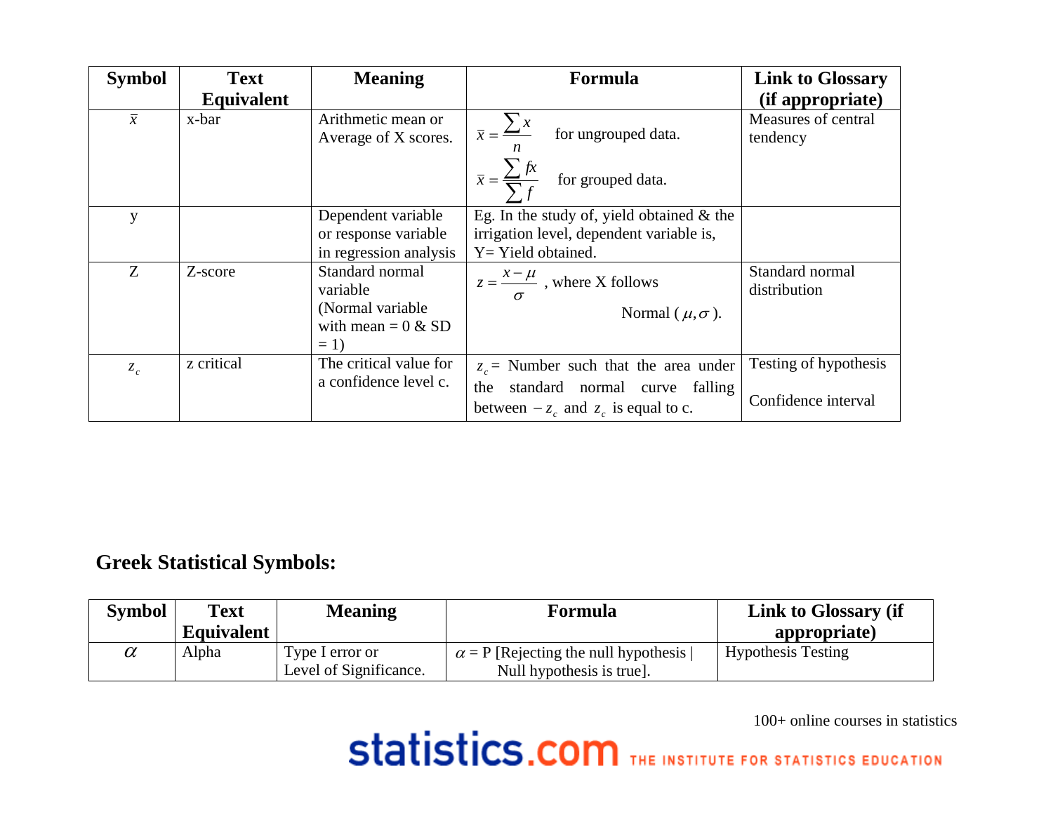| Symbol | Text Equivalent | Meaning | Formula | Link to Glossary (if appropriate) |
|---|---|---|---|---|
| $\bar{x}$ | x-bar | Arithmetic mean or Average of X scores. | $\bar{x} = \frac{\sum x}{n}$ for ungrouped data. $\bar{x} = \frac{\sum fx}{\sum f}$ for grouped data. | Measures of central tendency |
| y | | Dependent variable or response variable in regression analysis | Eg. In the study of, yield obtained & the irrigation level, dependent variable is, Y= Yield obtained. | |
| Z | Z-score | Standard normal variable (Normal variable with mean = 0 & SD = 1) | $z = \frac{x - \mu}{\sigma}$ , where X follows Normal ( $\mu, \sigma$ ). | Standard normal distribution |
| $z_c$ | z critical | The critical value for a confidence level c. | $z_c$ = Number such that the area under the standard normal curve falling between $-z_c$ and $z_c$ is equal to c. | Testing of hypothesis Confidence interval |

## Greek Statistical Symbols:

| Symbol | Text Equivalent | Meaning | Formula | Link to Glossary (if appropriate) |
|---|---|---|---|---|
| $\alpha$ | Alpha | Type I error or Level of Significance. | $\alpha$ = P [Rejecting the null hypothesis \| Null hypothesis is true]. | Hypothesis Testing |

100+ online courses in statistics

statistics.com THE INSTITUTE FOR STATISTICS EDUCATION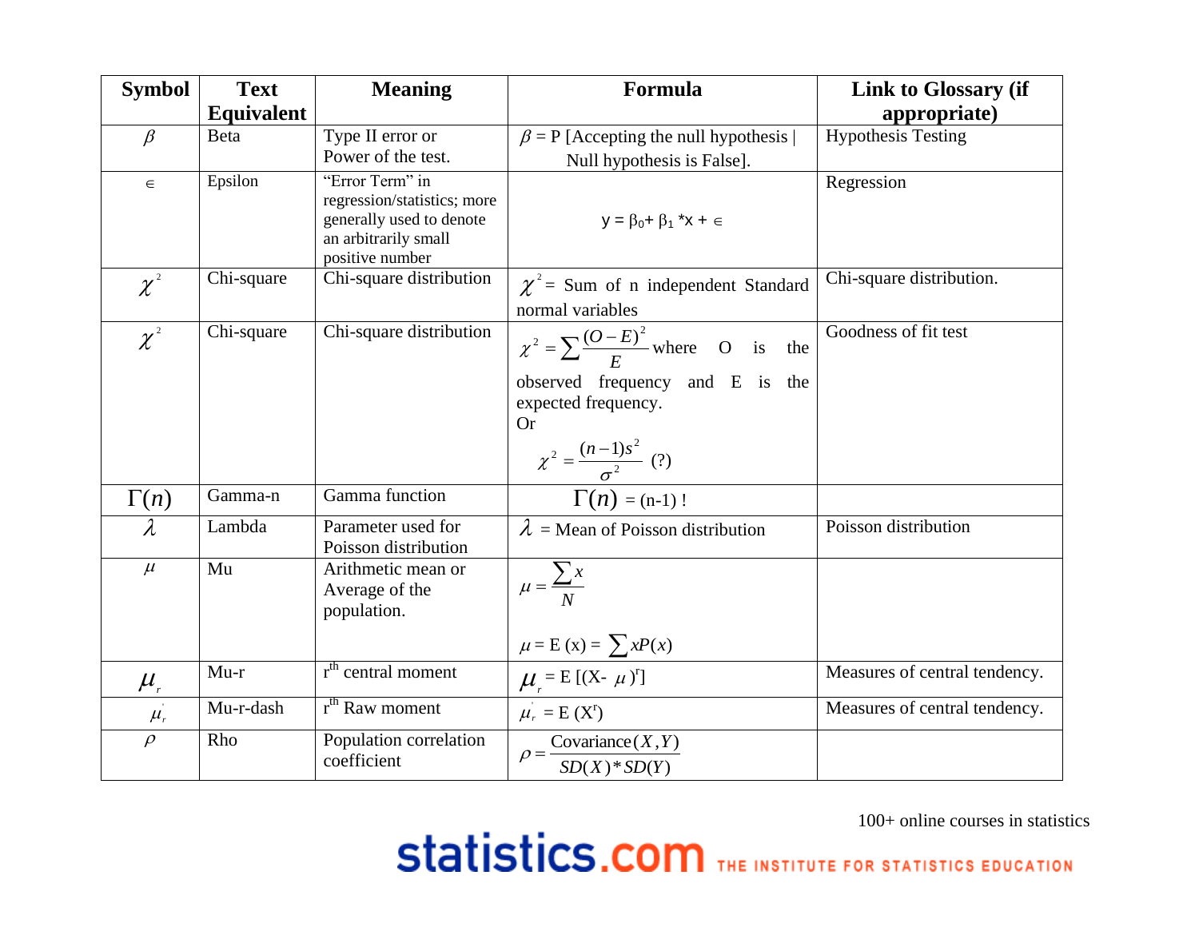| Symbol | Text Equivalent | Meaning | Formula | Link to Glossary (if appropriate) |
|---|---|---|---|---|
| $\beta$ | Beta | Type II error or Power of the test. | $\beta$ = P [Accepting the null hypothesis \| Null hypothesis is False]. | Hypothesis Testing |
| $\in$ | Epsilon | "Error Term" in regression/statistics; more generally used to denote an arbitrarily small positive number | $y = \beta_0 + \beta_1 * x + \in$ | Regression |
| $\chi^2$ | Chi-square | Chi-square distribution | $\chi^2$ = Sum of n independent Standard normal variables | Chi-square distribution. |
| $\chi^2$ | Chi-square | Chi-square distribution | $\chi^2 = \sum \frac{(O-E)^2}{E}$ where O is the observed frequency and E is the expected frequency. Or $\chi^2 = \frac{(n-1)s^2}{\sigma^2}$ (?) | Goodness of fit test |
| $\Gamma(n)$ | Gamma-n | Gamma function | $\Gamma(n) = (n-1)!$ | |
| $\lambda$ | Lambda | Parameter used for Poisson distribution | $\lambda$ = Mean of Poisson distribution | Poisson distribution |
| $\mu$ | Mu | Arithmetic mean or Average of the population. | $\mu = \frac{\sum x}{N}$ <br> $\mu = E(x) = \sum xP(x)$ | |
| $\mu_r$ | Mu-r | r[th] central moment | $\mu_r = E[(X-\mu)^r]$ | Measures of central tendency. |
| $\mu_r'$ | Mu-r-dash | r[th] Raw moment | $\mu_r' = E(X^r)$ | Measures of central tendency. |
| $\rho$ | Rho | Population correlation coefficient | $\rho = \frac{\text{Covariance}(X,Y)}{SD(X) * SD(Y)}$ | |

100+ online courses in statistics

statistics.com THE INSTITUTE FOR STATISTICS EDUCATION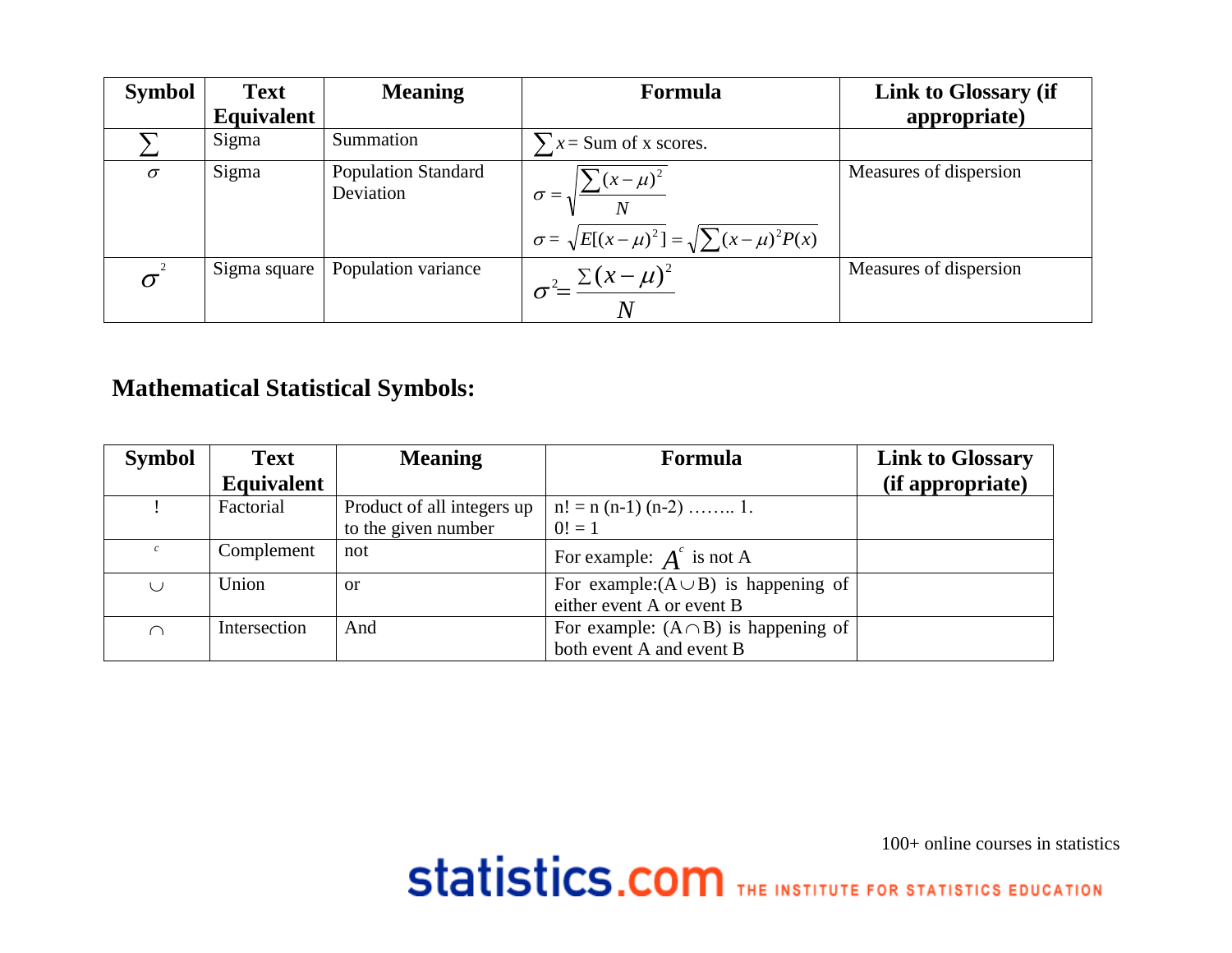| Symbol | Text Equivalent | Meaning | Formula | Link to Glossary (if appropriate) |
| --- | --- | --- | --- | --- |
| $\sum$ | Sigma | Summation | $\sum x$ = Sum of x scores. | |
| $\sigma$ | Sigma | Population Standard Deviation | $\sigma = \sqrt{\frac{\sum (x-\mu)^2}{N}}$ <br> $\sigma = \sqrt{E[(x-\mu)^2]} = \sqrt{\sum (x-\mu)^2 P(x)}$ | Measures of dispersion |
| $\sigma^2$ | Sigma square | Population variance | $\sigma^2 = \frac{\Sigma (x-\mu)^2}{N}$ | Measures of dispersion |

## Mathematical Statistical Symbols:

| Symbol | Text Equivalent | Meaning | Formula | Link to Glossary (if appropriate) |
| --- | --- | --- | --- | --- |
| ! | Factorial | Product of all integers up to the given number | n! = n (n-1) (n-2) …….. 1. <br> 0! = 1 | |
| $^c$ | Complement | not | For example: $A^c$ is not A | |
| $\cup$ | Union | or | For example:($A \cup B$) is happening of either event A or event B | |
| $\cap$ | Intersection | And | For example: ($A \cap B$) is happening of both event A and event B | |

100+ online courses in statistics

statistics.com THE INSTITUTE FOR STATISTICS EDUCATION